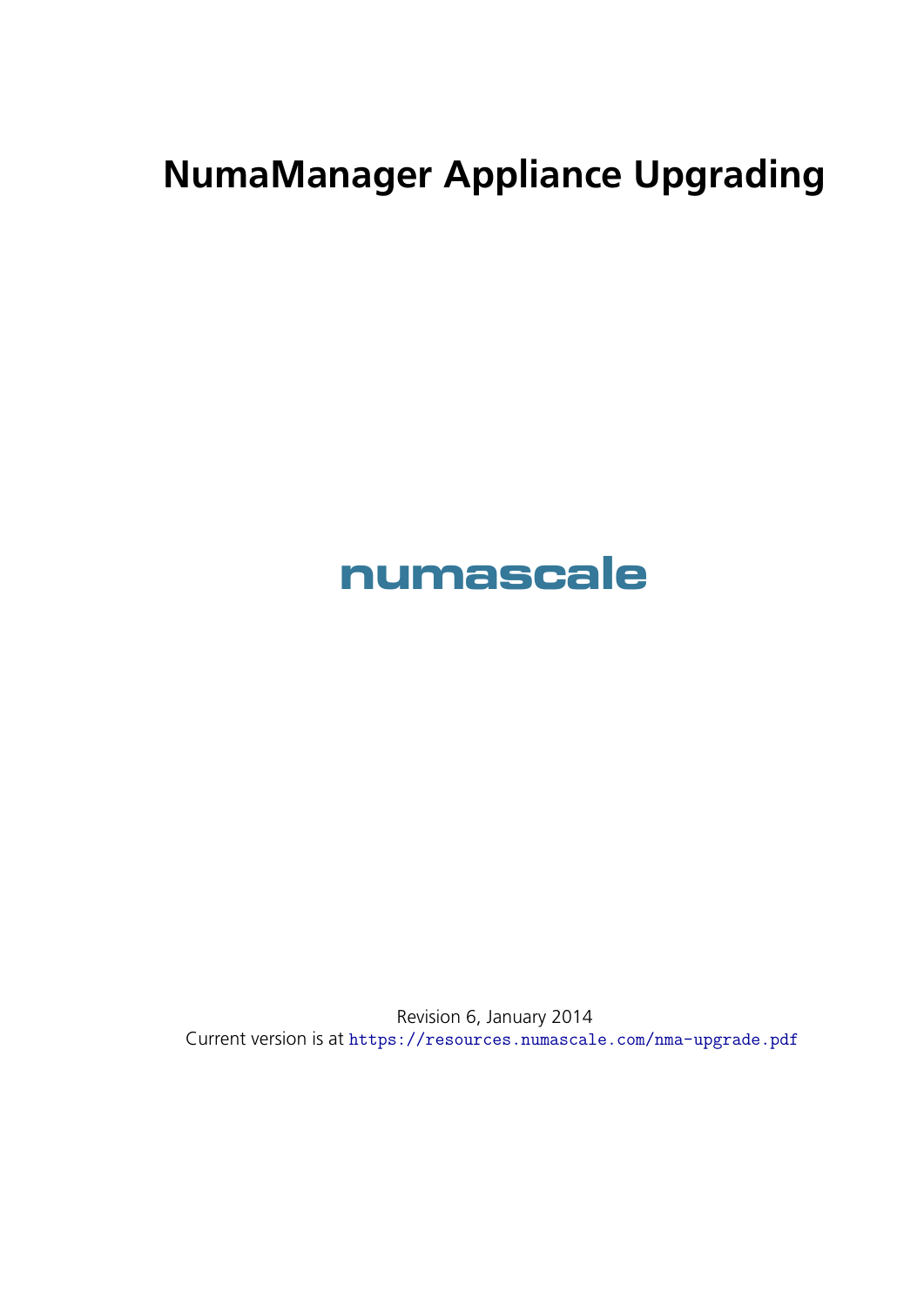# NumaManager Appliance Upgrading

numascale

Revision 6, January 2014

Current version is at https://resources.numascale.com/nma-upgrade.pdf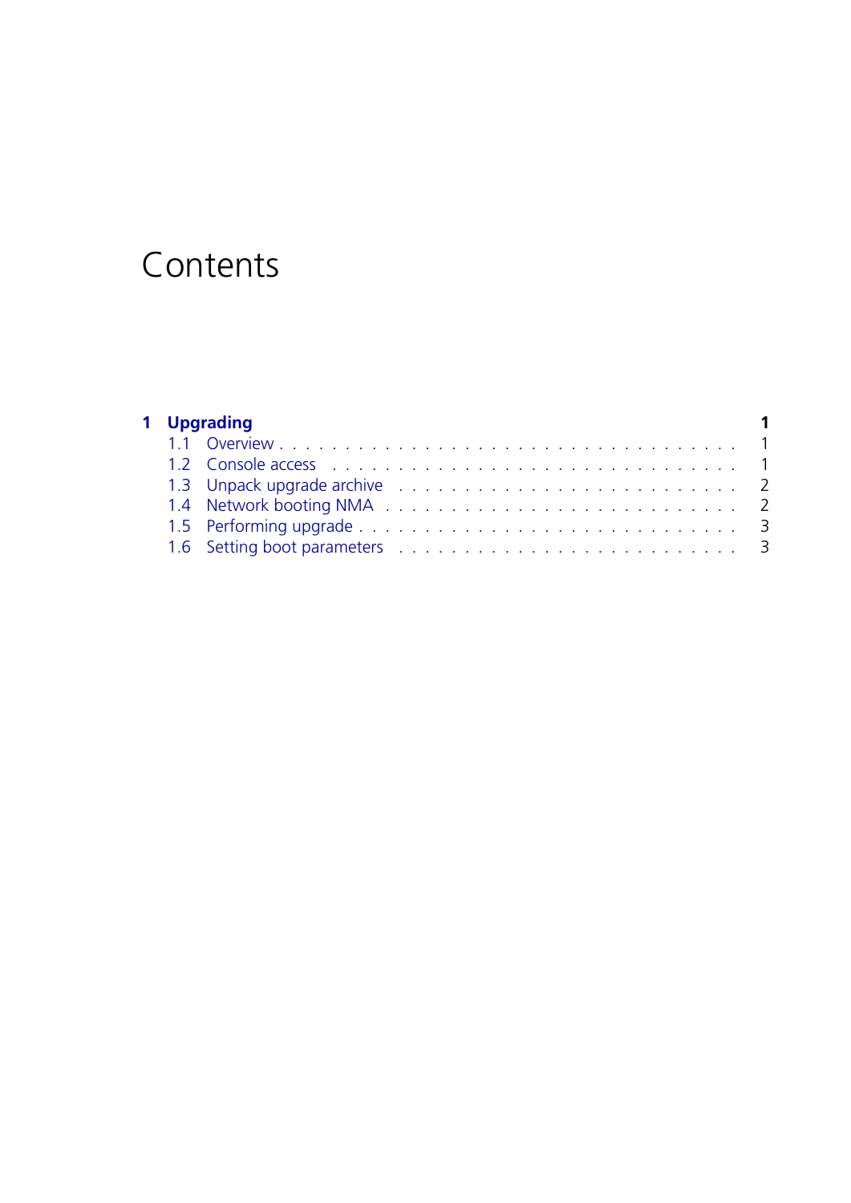# Contents

**1 Upgrading** **1**

- 1.1 Overview . . . . . . . . . . . . . . . . . . . . . . . . . . . . . . . . . . 1
- 1.2 Console access . . . . . . . . . . . . . . . . . . . . . . . . . . . . . . 1
- 1.3 Unpack upgrade archive . . . . . . . . . . . . . . . . . . . . . . . . . 2
- 1.4 Network booting NMA . . . . . . . . . . . . . . . . . . . . . . . . . 2
- 1.5 Performing upgrade . . . . . . . . . . . . . . . . . . . . . . . . . . . 3
- 1.6 Setting boot parameters . . . . . . . . . . . . . . . . . . . . . . . . 3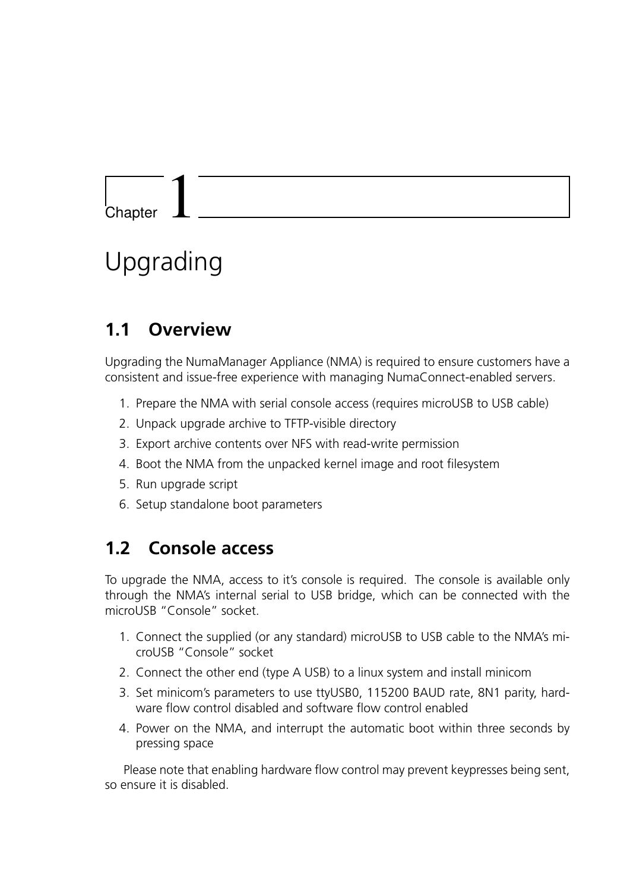# Chapter 1

# Upgrading

## 1.1 Overview

Upgrading the NumaManager Appliance (NMA) is required to ensure customers have a consistent and issue-free experience with managing NumaConnect-enabled servers.

1. Prepare the NMA with serial console access (requires microUSB to USB cable)
2. Unpack upgrade archive to TFTP-visible directory
3. Export archive contents over NFS with read-write permission
4. Boot the NMA from the unpacked kernel image and root filesystem
5. Run upgrade script
6. Setup standalone boot parameters

## 1.2 Console access

To upgrade the NMA, access to it's console is required. The console is available only through the NMA's internal serial to USB bridge, which can be connected with the microUSB "Console" socket.

1. Connect the supplied (or any standard) microUSB to USB cable to the NMA's microUSB "Console" socket
2. Connect the other end (type A USB) to a linux system and install minicom
3. Set minicom's parameters to use ttyUSB0, 115200 BAUD rate, 8N1 parity, hardware flow control disabled and software flow control enabled
4. Power on the NMA, and interrupt the automatic boot within three seconds by pressing space

Please note that enabling hardware flow control may prevent keypresses being sent, so ensure it is disabled.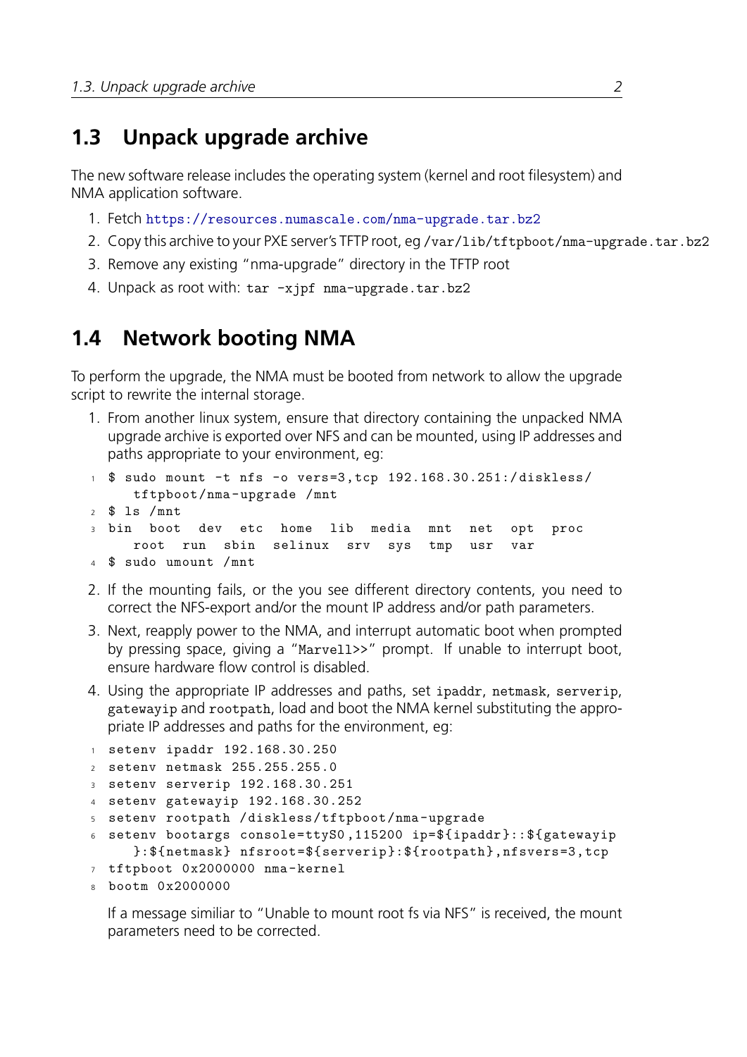## 1.3 Unpack upgrade archive

The new software release includes the operating system (kernel and root filesystem) and NMA application software.

1. Fetch https://resources.numascale.com/nma-upgrade.tar.bz2
2. Copy this archive to your PXE server's TFTP root, eg `/var/lib/tftpboot/nma-upgrade.tar.bz2`
3. Remove any existing "nma-upgrade" directory in the TFTP root
4. Unpack as root with: `tar -xjpf nma-upgrade.tar.bz2`

## 1.4 Network booting NMA

To perform the upgrade, the NMA must be booted from network to allow the upgrade script to rewrite the internal storage.

1. From another linux system, ensure that directory containing the unpacked NMA upgrade archive is exported over NFS and can be mounted, using IP addresses and paths appropriate to your environment, eg:

```
$ sudo mount -t nfs -o vers=3,tcp 192.168.30.251:/diskless/tftpboot/nma-upgrade /mnt
$ ls /mnt
bin  boot  dev  etc  home  lib  media  mnt  net  opt  proc  root  run  sbin  selinux  srv  sys  tmp  usr  var
$ sudo umount /mnt
```

2. If the mounting fails, or the you see different directory contents, you need to correct the NFS-export and/or the mount IP address and/or path parameters.
3. Next, reapply power to the NMA, and interrupt automatic boot when prompted by pressing space, giving a "`Marvell>>`" prompt. If unable to interrupt boot, ensure hardware flow control is disabled.
4. Using the appropriate IP addresses and paths, set `ipaddr`, `netmask`, `serverip`, `gatewayip` and `rootpath`, load and boot the NMA kernel substituting the appropriate IP addresses and paths for the environment, eg:

```
setenv ipaddr 192.168.30.250
setenv netmask 255.255.255.0
setenv serverip 192.168.30.251
setenv gatewayip 192.168.30.252
setenv rootpath /diskless/tftpboot/nma-upgrade
setenv bootargs console=ttyS0,115200 ip=${ipaddr}::${gatewayip}:${netmask} nfsroot=${serverip}:${rootpath},nfsvers=3,tcp
tftpboot 0x2000000 nma-kernel
bootm 0x2000000
```

If a message similiar to "Unable to mount root fs via NFS" is received, the mount parameters need to be corrected.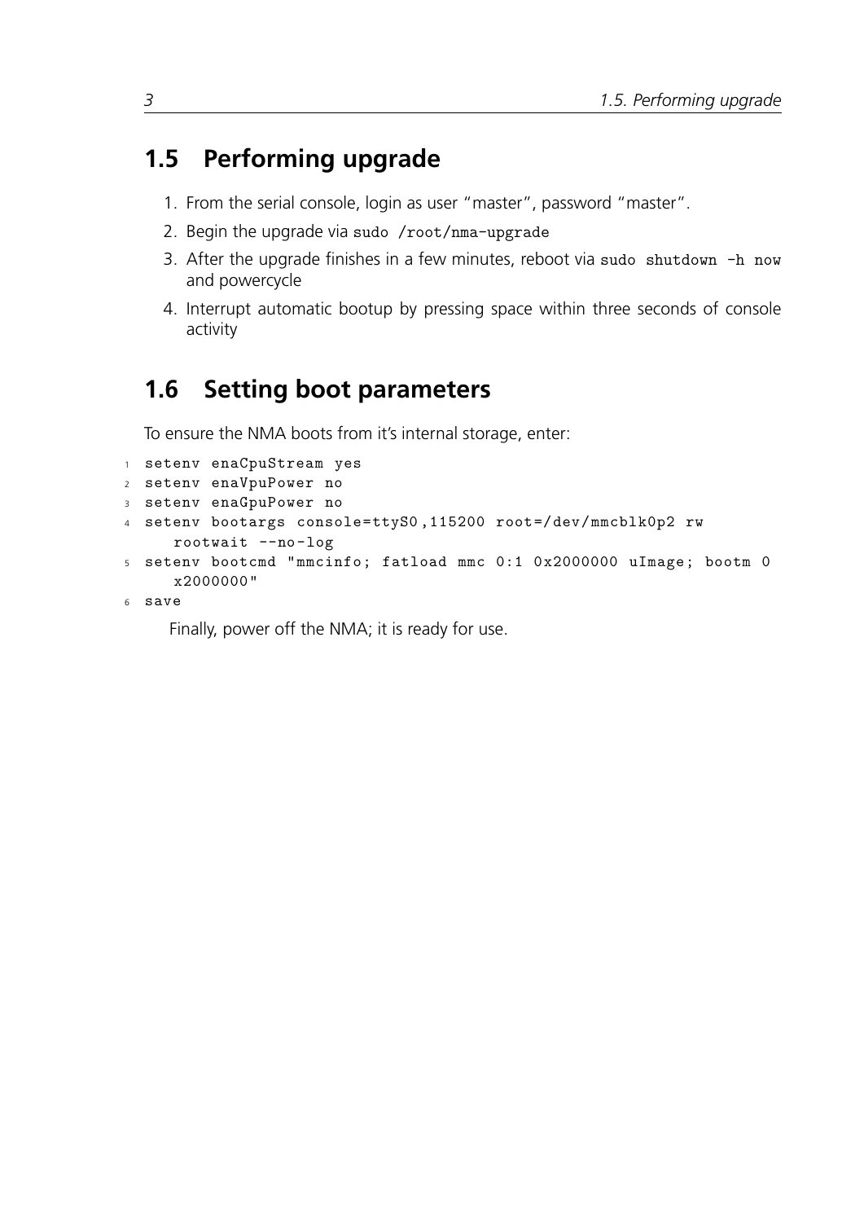## 1.5 Performing upgrade

1. From the serial console, login as user “master”, password “master”.
2. Begin the upgrade via `sudo /root/nma-upgrade`
3. After the upgrade finishes in a few minutes, reboot via `sudo shutdown -h now` and powercycle
4. Interrupt automatic bootup by pressing space within three seconds of console activity

## 1.6 Setting boot parameters

To ensure the NMA boots from it’s internal storage, enter:

```
setenv enaCpuStream yes
setenv enaVpuPower no
setenv enaGpuPower no
setenv bootargs console=ttyS0,115200 root=/dev/mmcblk0p2 rw
    rootwait --no-log
setenv bootcmd "mmcinfo; fatload mmc 0:1 0x2000000 uImage; bootm 0
    x2000000"
save
```

Finally, power off the NMA; it is ready for use.